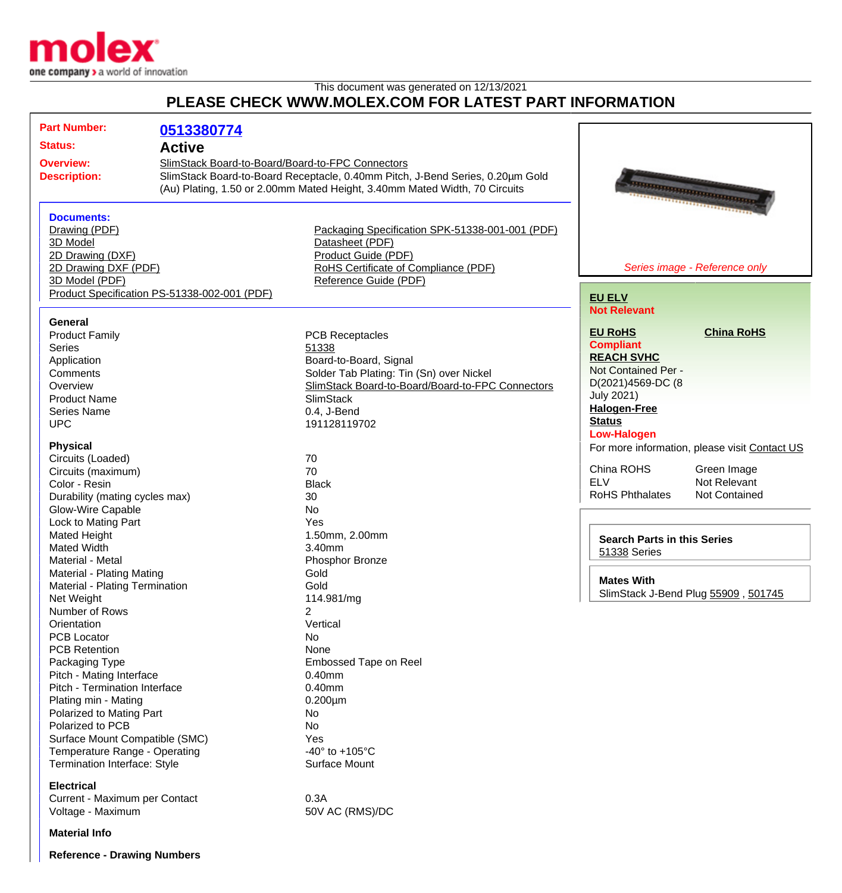This document was generated on 12/13/2021

# PLEASE CHECK WWW.MOLEX.COM FOR LATEST PART INFORMATION

**Part Number:** 0513380774

**Status:** Active

**Overview:** SlimStack Board-to-Board/Board-to-FPC Connectors

**Description:** SlimStack Board-to-Board Receptacle, 0.40mm Pitch, J-Bend Series, 0.20µm Gold (Au) Plating, 1.50 or 2.00mm Mated Height, 3.40mm Mated Width, 70 Circuits

*Series image - Reference only*

### Documents:

- Drawing (PDF)
- 3D Model
- 2D Drawing (DXF)
- 2D Drawing DXF (PDF)
- 3D Model (PDF)
- Product Specification PS-51338-002-001 (PDF)
- Packaging Specification SPK-51338-001-001 (PDF)
- Datasheet (PDF)
- Product Guide (PDF)
- RoHS Certificate of Compliance (PDF)
- Reference Guide (PDF)

**EU ELV**
Not Relevant

**EU RoHS**
Compliant

**China RoHS**

**REACH SVHC**
Not Contained Per - D(2021)4569-DC (8 July 2021)

**Halogen-Free Status**
Low-Halogen

For more information, please visit Contact US

| | |
|---|---|
| China ROHS | Green Image |
| ELV | Not Relevant |
| RoHS Phthalates | Not Contained |

**Search Parts in this Series**
51338 Series

**Mates With**
SlimStack J-Bend Plug 55909 , 501745

### General

| | |
|---|---|
| Product Family | PCB Receptacles |
| Series | 51338 |
| Application | Board-to-Board, Signal |
| Comments | Solder Tab Plating: Tin (Sn) over Nickel |
| Overview | SlimStack Board-to-Board/Board-to-FPC Connectors |
| Product Name | SlimStack |
| Series Name | 0.4, J-Bend |
| UPC | 191128119702 |

### Physical

| | |
|---|---|
| Circuits (Loaded) | 70 |
| Circuits (maximum) | 70 |
| Color - Resin | Black |
| Durability (mating cycles max) | 30 |
| Glow-Wire Capable | No |
| Lock to Mating Part | Yes |
| Mated Height | 1.50mm, 2.00mm |
| Mated Width | 3.40mm |
| Material - Metal | Phosphor Bronze |
| Material - Plating Mating | Gold |
| Material - Plating Termination | Gold |
| Net Weight | 114.981/mg |
| Number of Rows | 2 |
| Orientation | Vertical |
| PCB Locator | No |
| PCB Retention | None |
| Packaging Type | Embossed Tape on Reel |
| Pitch - Mating Interface | 0.40mm |
| Pitch - Termination Interface | 0.40mm |
| Plating min - Mating | 0.200µm |
| Polarized to Mating Part | No |
| Polarized to PCB | No |
| Surface Mount Compatible (SMC) | Yes |
| Temperature Range - Operating | -40° to +105°C |
| Termination Interface: Style | Surface Mount |

### Electrical

| | |
|---|---|
| Current - Maximum per Contact | 0.3A |
| Voltage - Maximum | 50V AC (RMS)/DC |

### Material Info

### Reference - Drawing Numbers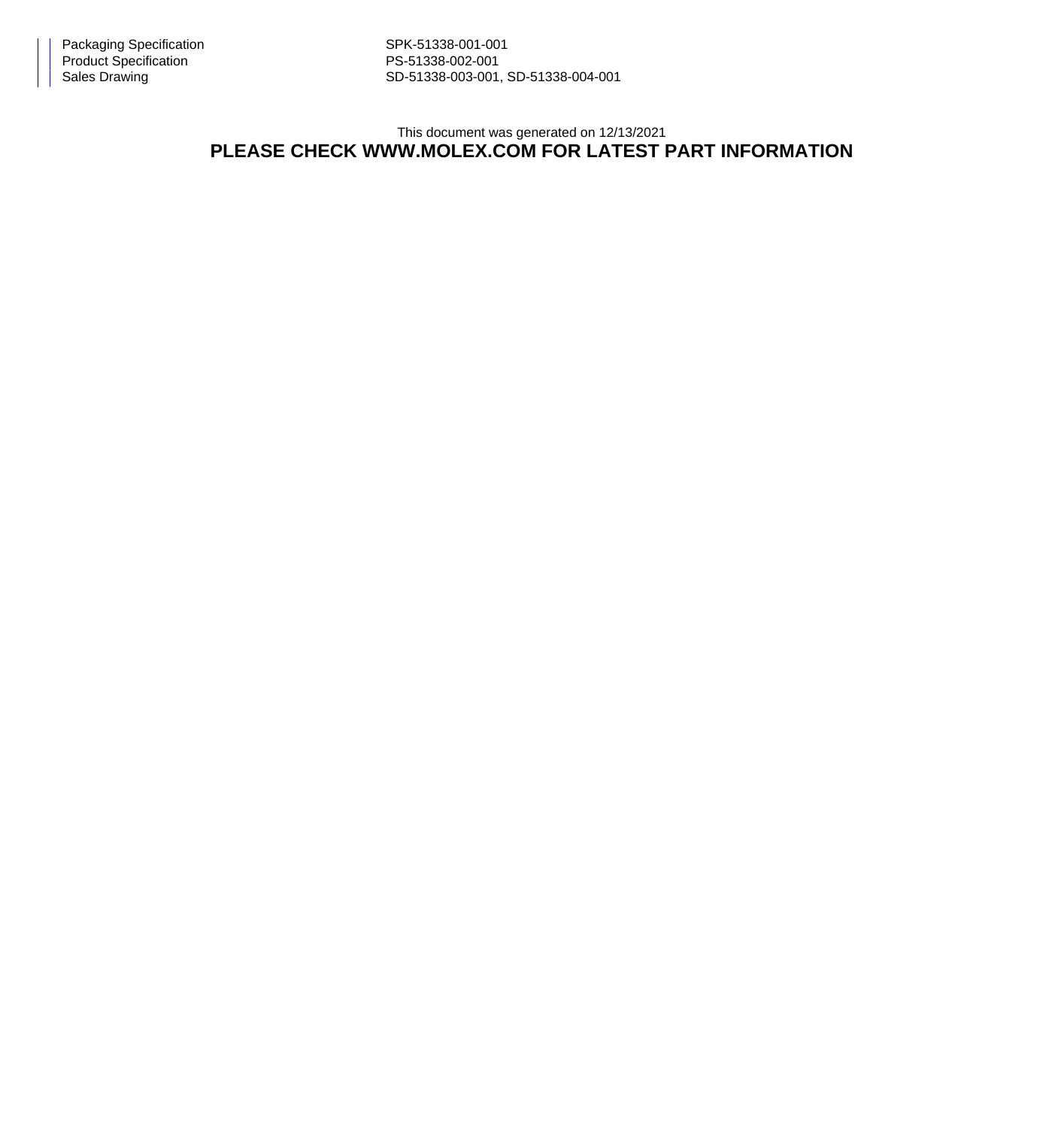| | |
|---|---|
| Packaging Specification | SPK-51338-001-001 |
| Product Specification | PS-51338-002-001 |
| Sales Drawing | SD-51338-003-001, SD-51338-004-001 |

This document was generated on 12/13/2021

**PLEASE CHECK WWW.MOLEX.COM FOR LATEST PART INFORMATION**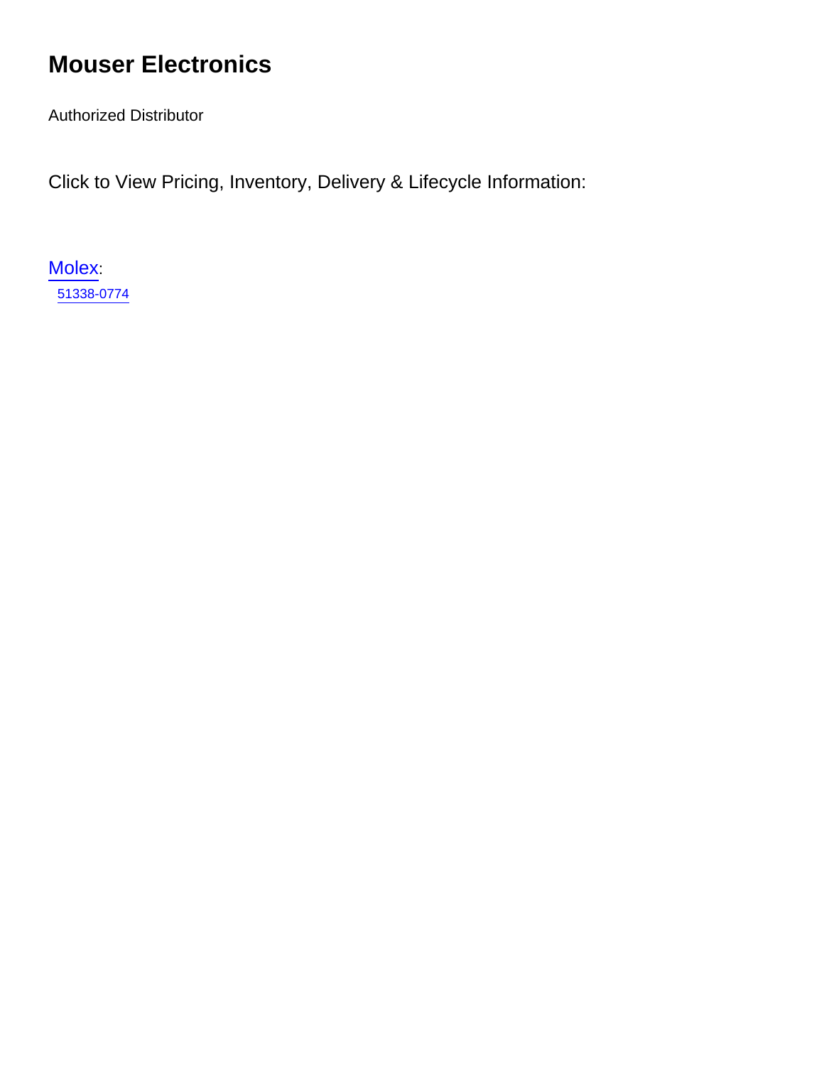# Mouser Electronics

Authorized Distributor

Click to View Pricing, Inventory, Delivery & Lifecycle Information:

Molex:

51338-0774